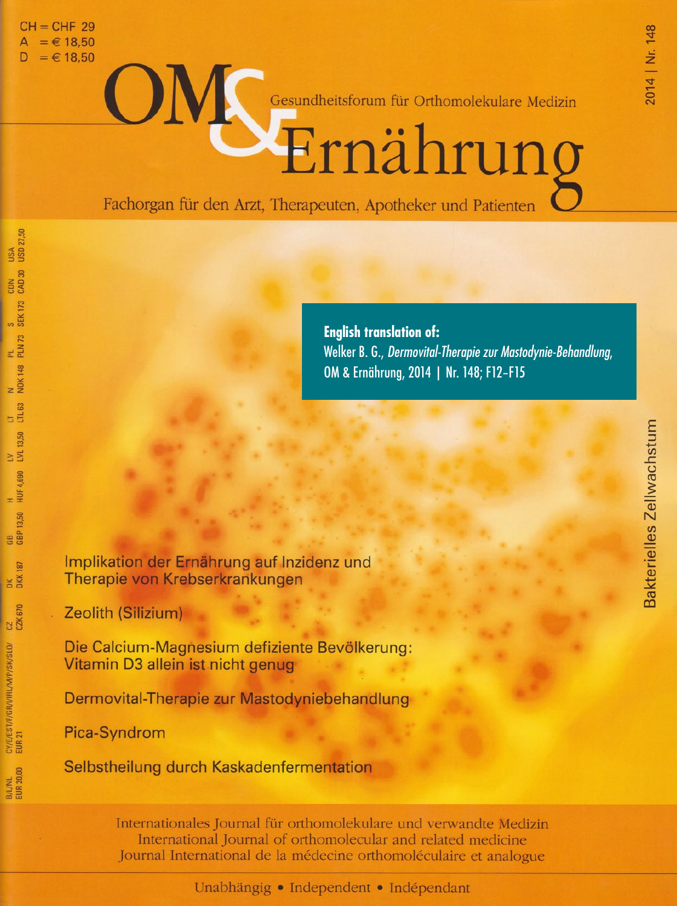CH = CHF 29
A = € 18,50
D = € 18,50

# OM & Ernährung

Gesundheitsforum für Orthomolekulare Medizin

Fachorgan für den Arzt, Therapeuten, Apotheker und Patienten

2014 | Nr. 148

**English translation of:**
Welker B. G., *Dermovital-Therapie zur Mastodynie-Behandlung*, OM & Ernährung, 2014 | Nr. 148; F12–F15

Bakterielles Zellwachstum

Implikation der Ernährung auf Inzidenz und Therapie von Krebserkrankungen

Zeolith (Silizium)

Die Calcium-Magnesium defiziente Bevölkerung: Vitamin D3 allein ist nicht genug

Dermovital-Therapie zur Mastodyniebehandlung

Pica-Syndrom

Selbstheilung durch Kaskadenfermentation

B/L/NL EUR 20,00 | CY/E/EST/F/GR/I/IRL/M/P/SK/SLO/ EUR 21 | CZ CZK 670 | DK DKK 187 | GB GBP 13,50 | H HUF 4,690 | LV LVL 13,50 | LT LTL 63 | N NOK 148 | PL PLN 73 | S SEK 173 | CDN CAD 30 | USA USD 27,50

Internationales Journal für orthomolekulare und verwandte Medizin
International Journal of orthomolecular and related medicine
Journal International de la médecine orthomoléculaire et analogue

Unabhängig • Independent • Indépendant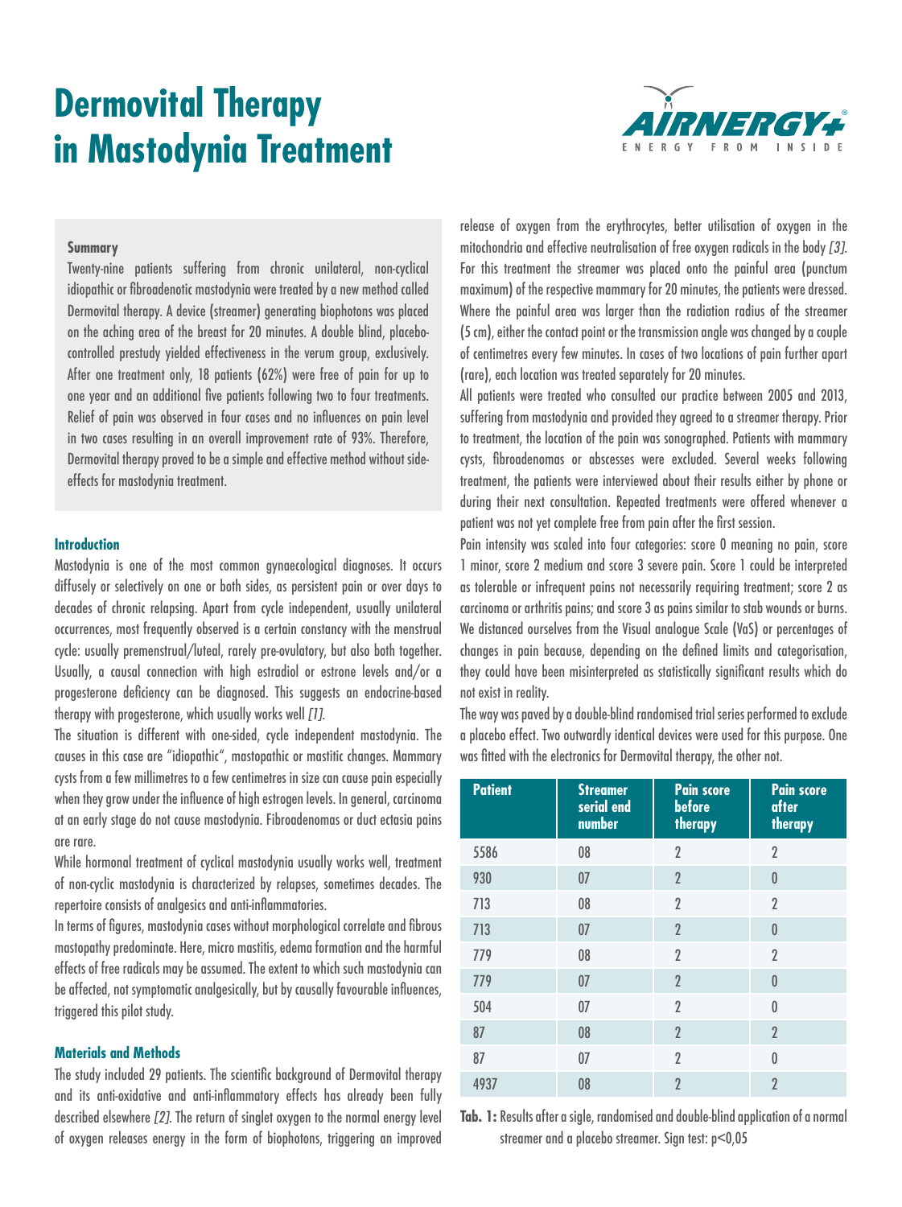// Dermovital Therapy in Mastodynia Treatment

# Dermovital Therapy in Mastodynia Treatment

AIRNERGY+ ENERGY FROM INSIDE

### Summary

Twenty-nine patients suffering from chronic unilateral, non-cyclical idiopathic or fibroadenotic mastodynia were treated by a new method called Dermovital therapy. A device (streamer) generating biophotons was placed on the aching area of the breast for 20 minutes. A double blind, placebo-controlled prestudy yielded effectiveness in the verum group, exclusively. After one treatment only, 18 patients (62%) were free of pain for up to one year and an additional five patients following two to four treatments. Relief of pain was observed in four cases and no influences on pain level in two cases resulting in an overall improvement rate of 93%. Therefore, Dermovital therapy proved to be a simple and effective method without side-effects for mastodynia treatment.

## Introduction

Mastodynia is one of the most common gynaecological diagnoses. It occurs diffusely or selectively on one or both sides, as persistent pain or over days to decades of chronic relapsing. Apart from cycle independent, usually unilateral occurrences, most frequently observed is a certain constancy with the menstrual cycle: usually premenstrual/luteal, rarely pre-ovulatory, but also both together. Usually, a causal connection with high estradiol or estrone levels and/or a progesterone deficiency can be diagnosed. This suggests an endocrine-based therapy with progesterone, which usually works well *[1]*.

The situation is different with one-sided, cycle independent mastodynia. The causes in this case are "idiopathic", mastopathic or mastitic changes. Mammary cysts from a few millimetres to a few centimetres in size can cause pain especially when they grow under the influence of high estrogen levels. In general, carcinoma at an early stage do not cause mastodynia. Fibroadenomas or duct ectasia pains are rare.

While hormonal treatment of cyclical mastodynia usually works well, treatment of non-cyclic mastodynia is characterized by relapses, sometimes decades. The repertoire consists of analgesics and anti-inflammatories.

In terms of figures, mastodynia cases without morphological correlate and fibrous mastopathy predominate. Here, micro mastitis, edema formation and the harmful effects of free radicals may be assumed. The extent to which such mastodynia can be affected, not symptomatic analgesically, but by causally favourable influences, triggered this pilot study.

## Materials and Methods

The study included 29 patients. The scientific background of Dermovital therapy and its anti-oxidative and anti-inflammatory effects has already been fully described elsewhere *[2]*. The return of singlet oxygen to the normal energy level of oxygen releases energy in the form of biophotons, triggering an improved release of oxygen from the erythrocytes, better utilisation of oxygen in the mitochondria and effective neutralisation of free oxygen radicals in the body *[3]*. For this treatment the streamer was placed onto the painful area (punctum maximum) of the respective mammary for 20 minutes, the patients were dressed. Where the painful area was larger than the radiation radius of the streamer (5 cm), either the contact point or the transmission angle was changed by a couple of centimetres every few minutes. In cases of two locations of pain further apart (rare), each location was treated separately for 20 minutes.

All patients were treated who consulted our practice between 2005 and 2013, suffering from mastodynia and provided they agreed to a streamer therapy. Prior to treatment, the location of the pain was sonographed. Patients with mammary cysts, fibroadenomas or abscesses were excluded. Several weeks following treatment, the patients were interviewed about their results either by phone or during their next consultation. Repeated treatments were offered whenever a patient was not yet complete free from pain after the first session.

Pain intensity was scaled into four categories: score 0 meaning no pain, score 1 minor, score 2 medium and score 3 severe pain. Score 1 could be interpreted as tolerable or infrequent pains not necessarily requiring treatment; score 2 as carcinoma or arthritis pains; and score 3 as pains similar to stab wounds or burns. We distanced ourselves from the Visual analogue Scale (VaS) or percentages of changes in pain because, depending on the defined limits and categorisation, they could have been misinterpreted as statistically significant results which do not exist in reality.

The way was paved by a double-blind randomised trial series performed to exclude a placebo effect. Two outwardly identical devices were used for this purpose. One was fitted with the electronics for Dermovital therapy, the other not.

| Patient | Streamer serial end number | Pain score before therapy | Pain score after therapy |
|---|---|---|---|
| 5586 | 08 | 2 | 2 |
| 930 | 07 | 2 | 0 |
| 713 | 08 | 2 | 2 |
| 713 | 07 | 2 | 0 |
| 779 | 08 | 2 | 2 |
| 779 | 07 | 2 | 0 |
| 504 | 07 | 2 | 0 |
| 87 | 08 | 2 | 2 |
| 87 | 07 | 2 | 0 |
| 4937 | 08 | 2 | 2 |

**Tab. 1:** Results after a sigle, randomised and double-blind application of a normal streamer and a placebo streamer. Sign test: $p<0{,}05$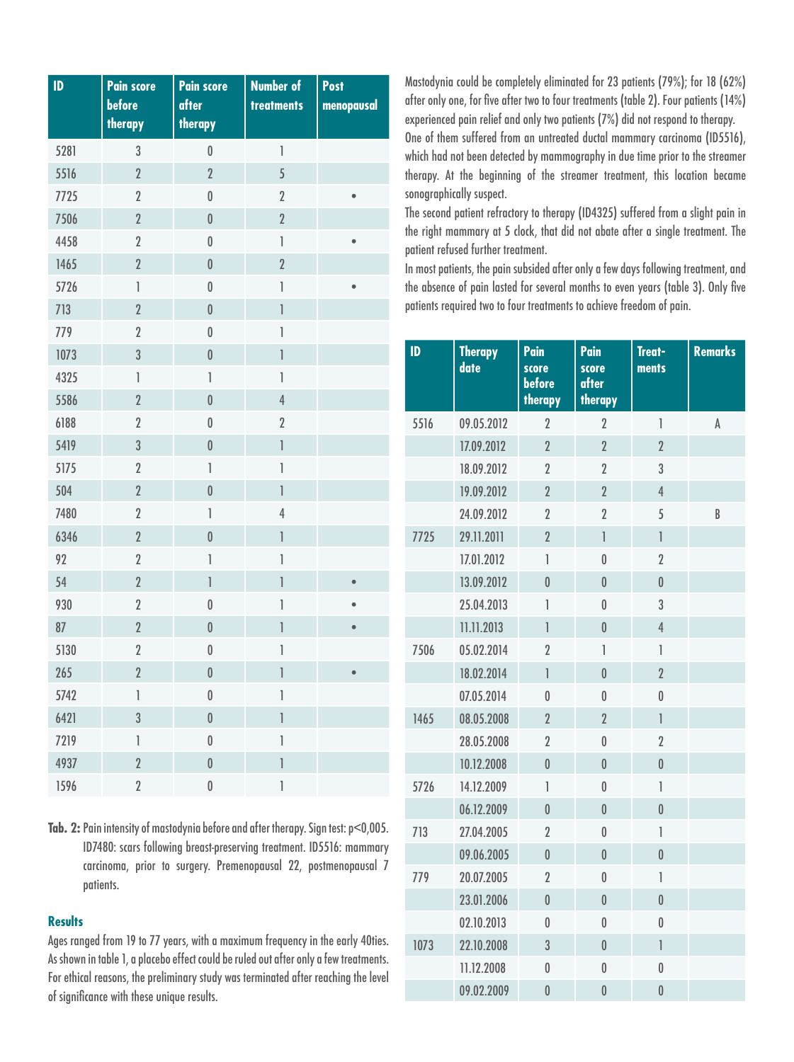| ID | Pain score before therapy | Pain score after therapy | Number of treatments | Post menopausal |
|---|---|---|---|---|
| 5281 | 3 | 0 | 1 | |
| 5516 | 2 | 2 | 5 | |
| 7725 | 2 | 0 | 2 | • |
| 7506 | 2 | 0 | 2 | |
| 4458 | 2 | 0 | 1 | • |
| 1465 | 2 | 0 | 2 | |
| 5726 | 1 | 0 | 1 | • |
| 713 | 2 | 0 | 1 | |
| 779 | 2 | 0 | 1 | |
| 1073 | 3 | 0 | 1 | |
| 4325 | 1 | 1 | 1 | |
| 5586 | 2 | 0 | 4 | |
| 6188 | 2 | 0 | 2 | |
| 5419 | 3 | 0 | 1 | |
| 5175 | 2 | 1 | 1 | |
| 504 | 2 | 0 | 1 | |
| 7480 | 2 | 1 | 4 | |
| 6346 | 2 | 0 | 1 | |
| 92 | 2 | 1 | 1 | |
| 54 | 2 | 1 | 1 | • |
| 930 | 2 | 0 | 1 | • |
| 87 | 2 | 0 | 1 | • |
| 5130 | 2 | 0 | 1 | |
| 265 | 2 | 0 | 1 | • |
| 5742 | 1 | 0 | 1 | |
| 6421 | 3 | 0 | 1 | |
| 7219 | 1 | 0 | 1 | |
| 4937 | 2 | 0 | 1 | |
| 1596 | 2 | 0 | 1 | |

**Tab. 2:** Pain intensity of mastodynia before and after therapy. Sign test: $p<0{,}005$. ID7480: scars following breast-preserving treatment. ID5516: mammary carcinoma, prior to surgery. Premenopausal 22, postmenopausal 7 patients.

### Results

Ages ranged from 19 to 77 years, with a maximum frequency in the early 40ties. As shown in table 1, a placebo effect could be ruled out after only a few treatments. For ethical reasons, the preliminary study was terminated after reaching the level of significance with these unique results.

Mastodynia could be completely eliminated for 23 patients (79%); for 18 (62%) after only one, for five after two to four treatments (table 2). Four patients (14%) experienced pain relief and only two patients (7%) did not respond to therapy.

One of them suffered from an untreated ductal mammary carcinoma (ID5516), which had not been detected by mammography in due time prior to the streamer therapy. At the beginning of the streamer treatment, this location became sonographically suspect.

The second patient refractory to therapy (ID4325) suffered from a slight pain in the right mammary at 5 clock, that did not abate after a single treatment. The patient refused further treatment.

In most patients, the pain subsided after only a few days following treatment, and the absence of pain lasted for several months to even years (table 3). Only five patients required two to four treatments to achieve freedom of pain.

| ID | Therapy date | Pain score before therapy | Pain score after therapy | Treat-ments | Remarks |
|---|---|---|---|---|---|
| 5516 | 09.05.2012 | 2 | 2 | 1 | A |
| | 17.09.2012 | 2 | 2 | 2 | |
| | 18.09.2012 | 2 | 2 | 3 | |
| | 19.09.2012 | 2 | 2 | 4 | |
| | 24.09.2012 | 2 | 2 | 5 | B |
| 7725 | 29.11.2011 | 2 | 1 | 1 | |
| | 17.01.2012 | 1 | 0 | 2 | |
| | 13.09.2012 | 0 | 0 | 0 | |
| | 25.04.2013 | 1 | 0 | 3 | |
| | 11.11.2013 | 1 | 0 | 4 | |
| 7506 | 05.02.2014 | 2 | 1 | 1 | |
| | 18.02.2014 | 1 | 0 | 2 | |
| | 07.05.2014 | 0 | 0 | 0 | |
| 1465 | 08.05.2008 | 2 | 2 | 1 | |
| | 28.05.2008 | 2 | 0 | 2 | |
| | 10.12.2008 | 0 | 0 | 0 | |
| 5726 | 14.12.2009 | 1 | 0 | 1 | |
| | 06.12.2009 | 0 | 0 | 0 | |
| 713 | 27.04.2005 | 2 | 0 | 1 | |
| | 09.06.2005 | 0 | 0 | 0 | |
| 779 | 20.07.2005 | 2 | 0 | 1 | |
| | 23.01.2006 | 0 | 0 | 0 | |
| | 02.10.2013 | 0 | 0 | 0 | |
| 1073 | 22.10.2008 | 3 | 0 | 1 | |
| | 11.12.2008 | 0 | 0 | 0 | |
| | 09.02.2009 | 0 | 0 | 0 | |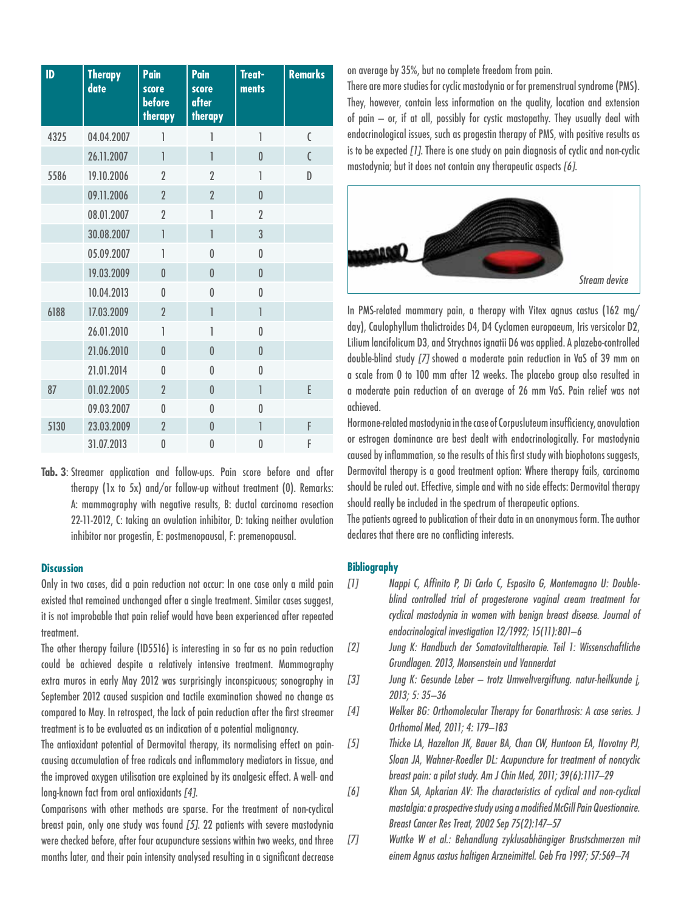| ID | Therapy date | Pain score before therapy | Pain score after therapy | Treat-ments | Remarks |
|---|---|---|---|---|---|
| 4325 | 04.04.2007 | 1 | 1 | 1 | C |
| | 26.11.2007 | 1 | 1 | 0 | C |
| 5586 | 19.10.2006 | 2 | 2 | 1 | D |
| | 09.11.2006 | 2 | 2 | 0 | |
| | 08.01.2007 | 2 | 1 | 2 | |
| | 30.08.2007 | 1 | 1 | 3 | |
| | 05.09.2007 | 1 | 0 | 0 | |
| | 19.03.2009 | 0 | 0 | 0 | |
| | 10.04.2013 | 0 | 0 | 0 | |
| 6188 | 17.03.2009 | 2 | 1 | 1 | |
| | 26.01.2010 | 1 | 1 | 0 | |
| | 21.06.2010 | 0 | 0 | 0 | |
| | 21.01.2014 | 0 | 0 | 0 | |
| 87 | 01.02.2005 | 2 | 0 | 1 | E |
| | 09.03.2007 | 0 | 0 | 0 | |
| 5130 | 23.03.2009 | 2 | 0 | 1 | F |
| | 31.07.2013 | 0 | 0 | 0 | F |

**Tab. 3**: Streamer application and follow-ups. Pain score before and after therapy (1x to 5x) and/or follow-up without treatment (0). Remarks: A: mammography with negative results, B: ductal carcinoma resection 22-11-2012, C: taking an ovulation inhibitor, D: taking neither ovulation inhibitor nor progestin, E: postmenopausal, F: premenopausal.

### Discussion

Only in two cases, did a pain reduction not occur: In one case only a mild pain existed that remained unchanged after a single treatment. Similar cases suggest, it is not improbable that pain relief would have been experienced after repeated treatment.

The other therapy failure (ID5516) is interesting in so far as no pain reduction could be achieved despite a relatively intensive treatment. Mammography extra muros in early May 2012 was surprisingly inconspicuous; sonography in September 2012 caused suspicion and tactile examination showed no change as compared to May. In retrospect, the lack of pain reduction after the first streamer treatment is to be evaluated as an indication of a potential malignancy.

The antioxidant potential of Dermovital therapy, its normalising effect on pain-causing accumulation of free radicals and inflammatory mediators in tissue, and the improved oxygen utilisation are explained by its analgesic effect. A well- and long-known fact from oral antioxidants *[4]*.

Comparisons with other methods are sparse. For the treatment of non-cyclical breast pain, only one study was found *[5]*. 22 patients with severe mastodynia were checked before, after four acupuncture sessions within two weeks, and three months later, and their pain intensity analysed resulting in a significant decrease on average by 35%, but no complete freedom from pain.

There are more studies for cyclic mastodynia or for premenstrual syndrome (PMS). They, however, contain less information on the quality, location and extension of pain – or, if at all, possibly for cystic mastopathy. They usually deal with endocrinological issues, such as progestin therapy of PMS, with positive results as is to be expected *[1]*. There is one study on pain diagnosis of cyclic and non-cyclic mastodynia; but it does not contain any therapeutic aspects *[6]*.

*Stream device*

In PMS-related mammary pain, a therapy with Vitex agnus castus (162 mg/day), Caulophyllum thalictroides D4, D4 Cyclamen europaeum, Iris versicolor D2, Lilium lancifolicum D3, and Strychnos ignatii D6 was applied. A plazebo-controlled double-blind study *[7]* showed a moderate pain reduction in VaS of 39 mm on a scale from 0 to 100 mm after 12 weeks. The placebo group also resulted in a moderate pain reduction of an average of 26 mm VaS. Pain relief was not achieved.

Hormone-related mastodynia in the case of Corpusluteum insufficiency, anovulation or estrogen dominance are best dealt with endocrinologically. For mastodynia caused by inflammation, so the results of this first study with biophotons suggests, Dermovital therapy is a good treatment option: Where therapy fails, carcinoma should be ruled out. Effective, simple and with no side effects: Dermovital therapy should really be included in the spectrum of therapeutic options.

The patients agreed to publication of their data in an anonymous form. The author declares that there are no conflicting interests.

### Bibliography

[1] *Nappi C, Affinito P, Di Carlo C, Esposito G, Montemagno U: Double-blind controlled trial of progesterone vaginal cream treatment for cyclical mastodynia in women with benign breast disease. Journal of endocrinological investigation 12/1992; 15(11):801–6*

[2] *Jung K: Handbuch der Somatovitaltherapie. Teil 1: Wissenschaftliche Grundlagen. 2013, Monsenstein und Vannerdat*

[3] *Jung K: Gesunde Leber – trotz Umweltvergiftung. natur-heilkunde j, 2013; 5: 35–36*

[4] *Welker BG: Orthomolecular Therapy for Gonarthrosis: A case series. J Orthomol Med, 2011; 4: 179–183*

[5] *Thicke LA, Hazelton JK, Bauer BA, Chan CW, Huntoon EA, Novotny PJ, Sloan JA, Wahner-Roedler DL: Acupuncture for treatment of noncyclic breast pain: a pilot study. Am J Chin Med, 2011; 39(6):1117–29*

[6] *Khan SA, Apkarian AV: The characteristics of cyclical and non-cyclical mastalgia: a prospective study using a modified McGill Pain Questionaire. Breast Cancer Res Treat, 2002 Sep 75(2):147–57*

[7] *Wuttke W et al.: Behandlung zyklusabhängiger Brustschmerzen mit einem Agnus castus haltigen Arzneimittel. Geb Fra 1997; 57:569–74*